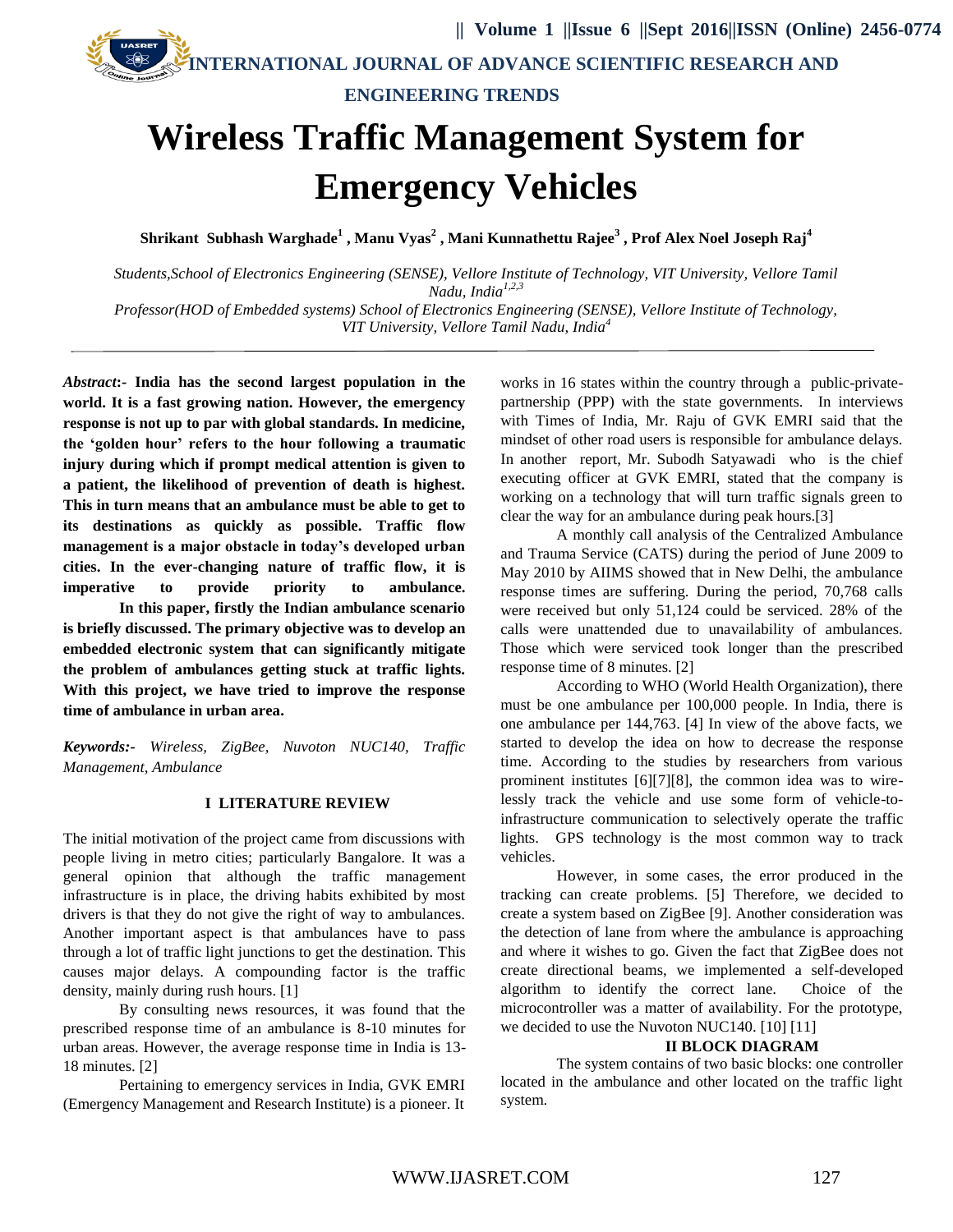# Wireless Traffic Management System for Emergency Vehicles

**Shrikant Subhash Warghade[1] , Manu Vyas[2] , Mani Kunnathettu Rajee[3] , Prof Alex Noel Joseph Raj[4]**

*Students,School of Electronics Engineering (SENSE), Vellore Institute of Technology, VIT University, Vellore Tamil Nadu, India[1,2,3]*

*Professor(HOD of Embedded systems) School of Electronics Engineering (SENSE), Vellore Institute of Technology, VIT University, Vellore Tamil Nadu, India[4]*

***Abstract*:- India has the second largest population in the world. It is a fast growing nation. However, the emergency response is not up to par with global standards. In medicine, the 'golden hour' refers to the hour following a traumatic injury during which if prompt medical attention is given to a patient, the likelihood of prevention of death is highest. This in turn means that an ambulance must be able to get to its destinations as quickly as possible. Traffic flow management is a major obstacle in today's developed urban cities. In the ever-changing nature of traffic flow, it is imperative to provide priority to ambulance.**

**In this paper, firstly the Indian ambulance scenario is briefly discussed. The primary objective was to develop an embedded electronic system that can significantly mitigate the problem of ambulances getting stuck at traffic lights. With this project, we have tried to improve the response time of ambulance in urban area.**

***Keywords:-*** *Wireless, ZigBee, Nuvoton NUC140, Traffic Management, Ambulance*

## I LITERATURE REVIEW

The initial motivation of the project came from discussions with people living in metro cities; particularly Bangalore. It was a general opinion that although the traffic management infrastructure is in place, the driving habits exhibited by most drivers is that they do not give the right of way to ambulances. Another important aspect is that ambulances have to pass through a lot of traffic light junctions to get the destination. This causes major delays. A compounding factor is the traffic density, mainly during rush hours. [1]

By consulting news resources, it was found that the prescribed response time of an ambulance is 8-10 minutes for urban areas. However, the average response time in India is 13-18 minutes. [2]

Pertaining to emergency services in India, GVK EMRI (Emergency Management and Research Institute) is a pioneer. It works in 16 states within the country through a public-private-partnership (PPP) with the state governments. In interviews with Times of India, Mr. Raju of GVK EMRI said that the mindset of other road users is responsible for ambulance delays. In another report, Mr. Subodh Satyawadi who is the chief executing officer at GVK EMRI, stated that the company is working on a technology that will turn traffic signals green to clear the way for an ambulance during peak hours.[3]

A monthly call analysis of the Centralized Ambulance and Trauma Service (CATS) during the period of June 2009 to May 2010 by AIIMS showed that in New Delhi, the ambulance response times are suffering. During the period, 70,768 calls were received but only 51,124 could be serviced. 28% of the calls were unattended due to unavailability of ambulances. Those which were serviced took longer than the prescribed response time of 8 minutes. [2]

According to WHO (World Health Organization), there must be one ambulance per 100,000 people. In India, there is one ambulance per 144,763. [4] In view of the above facts, we started to develop the idea on how to decrease the response time. According to the studies by researchers from various prominent institutes [6][7][8], the common idea was to wire-lessly track the vehicle and use some form of vehicle-to-infrastructure communication to selectively operate the traffic lights. GPS technology is the most common way to track vehicles.

However, in some cases, the error produced in the tracking can create problems. [5] Therefore, we decided to create a system based on ZigBee [9]. Another consideration was the detection of lane from where the ambulance is approaching and where it wishes to go. Given the fact that ZigBee does not create directional beams, we implemented a self-developed algorithm to identify the correct lane. Choice of the microcontroller was a matter of availability. For the prototype, we decided to use the Nuvoton NUC140. [10] [11]

## II BLOCK DIAGRAM

The system contains of two basic blocks: one controller located in the ambulance and other located on the traffic light system.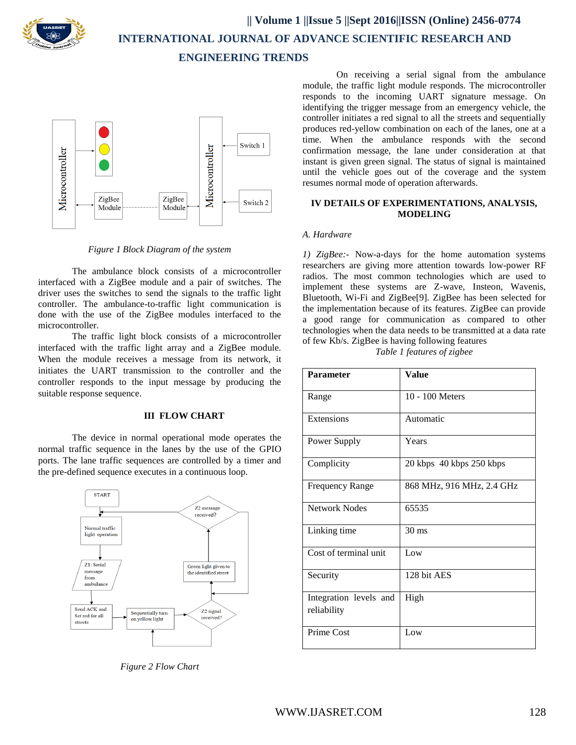Figure 1 Block Diagram of the system

The ambulance block consists of a microcontroller interfaced with a ZigBee module and a pair of switches. The driver uses the switches to send the signals to the traffic light controller. The ambulance-to-traffic light communication is done with the use of the ZigBee modules interfaced to the microcontroller.

The traffic light block consists of a microcontroller interfaced with the traffic light array and a ZigBee module. When the module receives a message from its network, it initiates the UART transmission to the controller and the controller responds to the input message by producing the suitable response sequence.

### III FLOW CHART

The device in normal operational mode operates the normal traffic sequence in the lanes by the use of the GPIO ports. The lane traffic sequences are controlled by a timer and the pre-defined sequence executes in a continuous loop.

Figure 2 Flow Chart

On receiving a serial signal from the ambulance module, the traffic light module responds. The microcontroller responds to the incoming UART signature message. On identifying the trigger message from an emergency vehicle, the controller initiates a red signal to all the streets and sequentially produces red-yellow combination on each of the lanes, one at a time. When the ambulance responds with the second confirmation message, the lane under consideration at that instant is given green signal. The status of signal is maintained until the vehicle goes out of the coverage and the system resumes normal mode of operation afterwards.

### IV DETAILS OF EXPERIMENTATIONS, ANALYSIS, MODELING

*A. Hardware*

*1) ZigBee:-* Now-a-days for the home automation systems researchers are giving more attention towards low-power RF radios. The most common technologies which are used to implement these systems are Z-wave, Insteon, Wavenis, Bluetooth, Wi-Fi and ZigBee[9]. ZigBee has been selected for the implementation because of its features. ZigBee can provide a good range for communication as compared to other technologies when the data needs to be transmitted at a data rate of few Kb/s. ZigBee is having following features

*Table 1 features of zigbee*

| Parameter | Value |
|---|---|
| Range | 10 - 100 Meters |
| Extensions | Automatic |
| Power Supply | Years |
| Complicity | 20 kbps 40 kbps 250 kbps |
| Frequency Range | 868 MHz, 916 MHz, 2.4 GHz |
| Network Nodes | 65535 |
| Linking time | 30 ms |
| Cost of terminal unit | Low |
| Security | 128 bit AES |
| Integration levels and reliability | High |
| Prime Cost | Low |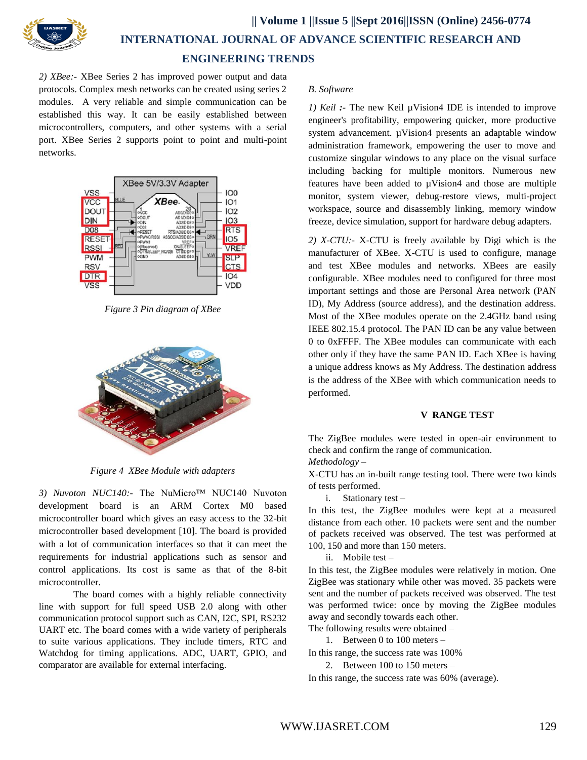*2) XBee:-* XBee Series 2 has improved power output and data protocols. Complex mesh networks can be created using series 2 modules. A very reliable and simple communication can be established this way. It can be easily established between microcontrollers, computers, and other systems with a serial port. XBee Series 2 supports point to point and multi-point networks.

*Figure 3 Pin diagram of XBee*

*Figure 4 XBee Module with adapters*

*3) Nuvoton NUC140:-* The NuMicro™ NUC140 Nuvoton development board is an ARM Cortex M0 based microcontroller board which gives an easy access to the 32-bit microcontroller based development [10]. The board is provided with a lot of communication interfaces so that it can meet the requirements for industrial applications such as sensor and control applications. Its cost is same as that of the 8-bit microcontroller.

The board comes with a highly reliable connectivity line with support for full speed USB 2.0 along with other communication protocol support such as CAN, I2C, SPI, RS232 UART etc. The board comes with a wide variety of peripherals to suite various applications. They include timers, RTC and Watchdog for timing applications. ADC, UART, GPIO, and comparator are available for external interfacing.

### *B. Software*

*1) Keil :-* The new Keil µVision4 IDE is intended to improve engineer's profitability, empowering quicker, more productive system advancement. µVision4 presents an adaptable window administration framework, empowering the user to move and customize singular windows to any place on the visual surface including backing for multiple monitors. Numerous new features have been added to µVision4 and those are multiple monitor, system viewer, debug-restore views, multi-project workspace, source and disassembly linking, memory window freeze, device simulation, support for hardware debug adapters.

*2) X-CTU:-* X-CTU is freely available by Digi which is the manufacturer of XBee. X-CTU is used to configure, manage and test XBee modules and networks. XBees are easily configurable. XBee modules need to configured for three most important settings and those are Personal Area network (PAN ID), My Address (source address), and the destination address. Most of the XBee modules operate on the 2.4GHz band using IEEE 802.15.4 protocol. The PAN ID can be any value between 0 to 0xFFFF. The XBee modules can communicate with each other only if they have the same PAN ID. Each XBee is having a unique address knows as My Address. The destination address is the address of the XBee with which communication needs to performed.

## V RANGE TEST

The ZigBee modules were tested in open-air environment to check and confirm the range of communication.

*Methodology –*

X-CTU has an in-built range testing tool. There were two kinds of tests performed.

i. Stationary test –

In this test, the ZigBee modules were kept at a measured distance from each other. 10 packets were sent and the number of packets received was observed. The test was performed at 100, 150 and more than 150 meters.

ii. Mobile test –

In this test, the ZigBee modules were relatively in motion. One ZigBee was stationary while other was moved. 35 packets were sent and the number of packets received was observed. The test was performed twice: once by moving the ZigBee modules away and secondly towards each other.

The following results were obtained –

1. Between 0 to 100 meters –

In this range, the success rate was 100%

2. Between 100 to 150 meters –

In this range, the success rate was 60% (average).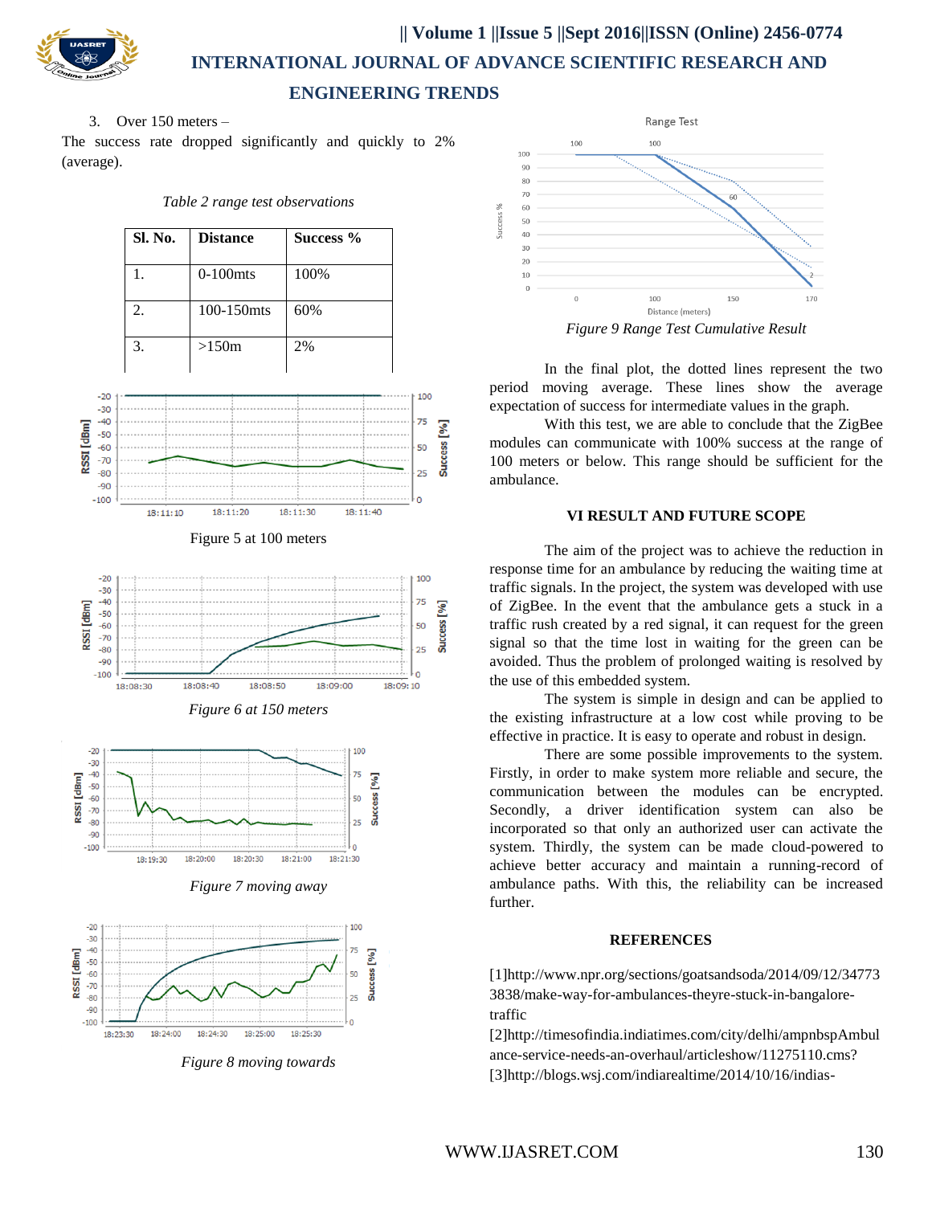3. Over 150 meters –

The success rate dropped significantly and quickly to 2% (average).

*Table 2 range test observations*

| Sl. No. | Distance | Success % |
|---|---|---|
| 1. | 0-100mts | 100% |
| 2. | 100-150mts | 60% |
| 3. | >150m | 2% |

Figure 5 at 100 meters

*Figure 6 at 150 meters*

*Figure 7 moving away*

*Figure 8 moving towards*

*Figure 9 Range Test Cumulative Result*

In the final plot, the dotted lines represent the two period moving average. These lines show the average expectation of success for intermediate values in the graph.

With this test, we are able to conclude that the ZigBee modules can communicate with 100% success at the range of 100 meters or below. This range should be sufficient for the ambulance.

## VI RESULT AND FUTURE SCOPE

The aim of the project was to achieve the reduction in response time for an ambulance by reducing the waiting time at traffic signals. In the project, the system was developed with use of ZigBee. In the event that the ambulance gets a stuck in a traffic rush created by a red signal, it can request for the green signal so that the time lost in waiting for the green can be avoided. Thus the problem of prolonged waiting is resolved by the use of this embedded system.

The system is simple in design and can be applied to the existing infrastructure at a low cost while proving to be effective in practice. It is easy to operate and robust in design.

There are some possible improvements to the system. Firstly, in order to make system more reliable and secure, the communication between the modules can be encrypted. Secondly, a driver identification system can also be incorporated so that only an authorized user can activate the system. Thirdly, the system can be made cloud-powered to achieve better accuracy and maintain a running-record of ambulance paths. With this, the reliability can be increased further.

## REFERENCES

[1]http://www.npr.org/sections/goatsandsoda/2014/09/12/347733838/make-way-for-ambulances-theyre-stuck-in-bangalore-traffic

[2]http://timesofindia.indiatimes.com/city/delhi/ampnbspAmbulance-service-needs-an-overhaul/articleshow/11275110.cms?

[3]http://blogs.wsj.com/indiarealtime/2014/10/16/indias-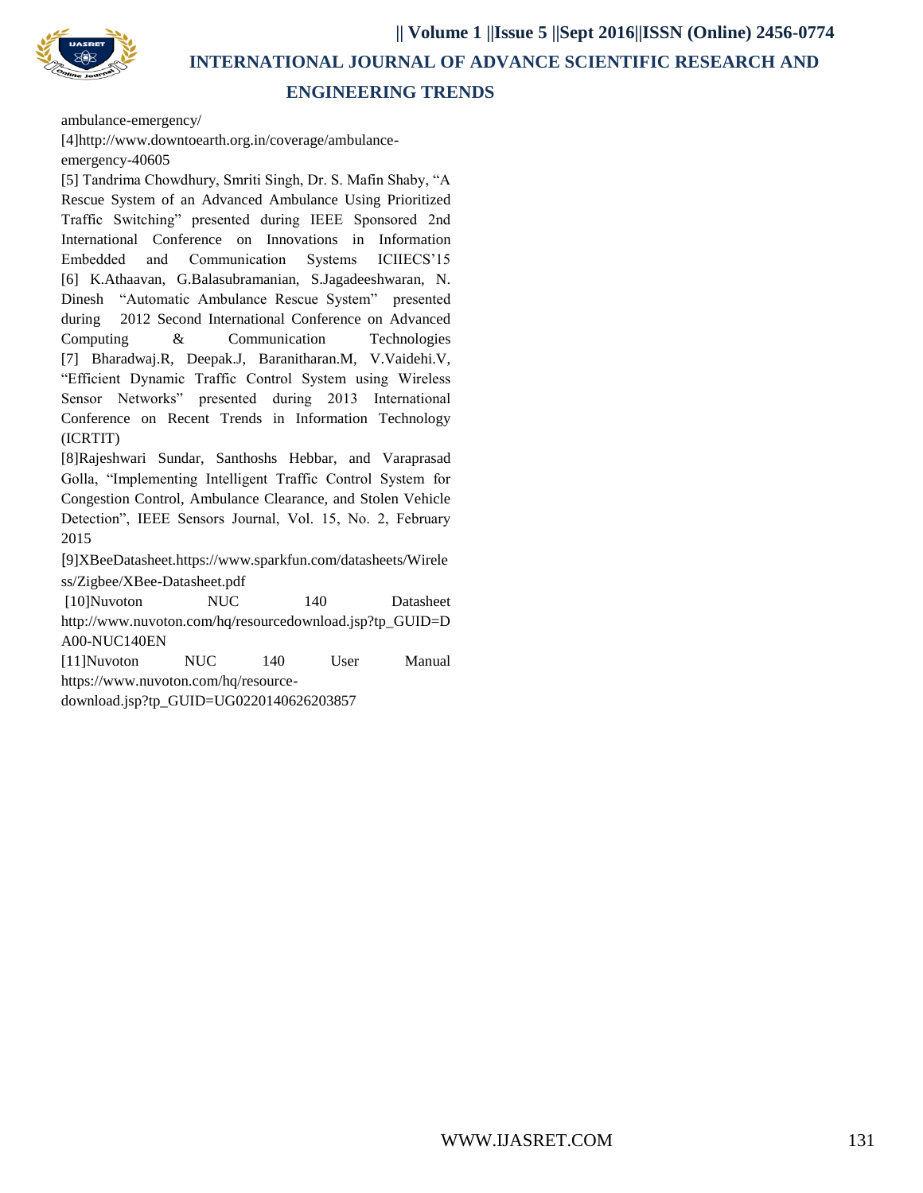ambulance-emergency/

[4]http://www.downtoearth.org.in/coverage/ambulance-emergency-40605

[5] Tandrima Chowdhury, Smriti Singh, Dr. S. Mafin Shaby, "A Rescue System of an Advanced Ambulance Using Prioritized Traffic Switching" presented during IEEE Sponsored 2nd International Conference on Innovations in Information Embedded and Communication Systems ICIIECS'15

[6] K.Athaavan, G.Balasubramanian, S.Jagadeeshwaran, N. Dinesh "Automatic Ambulance Rescue System" presented during 2012 Second International Conference on Advanced Computing & Communication Technologies

[7] Bharadwaj.R, Deepak.J, Baranitharan.M, V.Vaidehi.V, "Efficient Dynamic Traffic Control System using Wireless Sensor Networks" presented during 2013 International Conference on Recent Trends in Information Technology (ICRTIT)

[8]Rajeshwari Sundar, Santhoshs Hebbar, and Varaprasad Golla, "Implementing Intelligent Traffic Control System for Congestion Control, Ambulance Clearance, and Stolen Vehicle Detection", IEEE Sensors Journal, Vol. 15, No. 2, February 2015

[9]XBeeDatasheet.https://www.sparkfun.com/datasheets/Wireless/Zigbee/XBee-Datasheet.pdf

[10]Nuvoton NUC 140 Datasheet http://www.nuvoton.com/hq/resourcedownload.jsp?tp_GUID=DA00-NUC140EN

[11]Nuvoton NUC 140 User Manual https://www.nuvoton.com/hq/resource-download.jsp?tp_GUID=UG0220140626203857